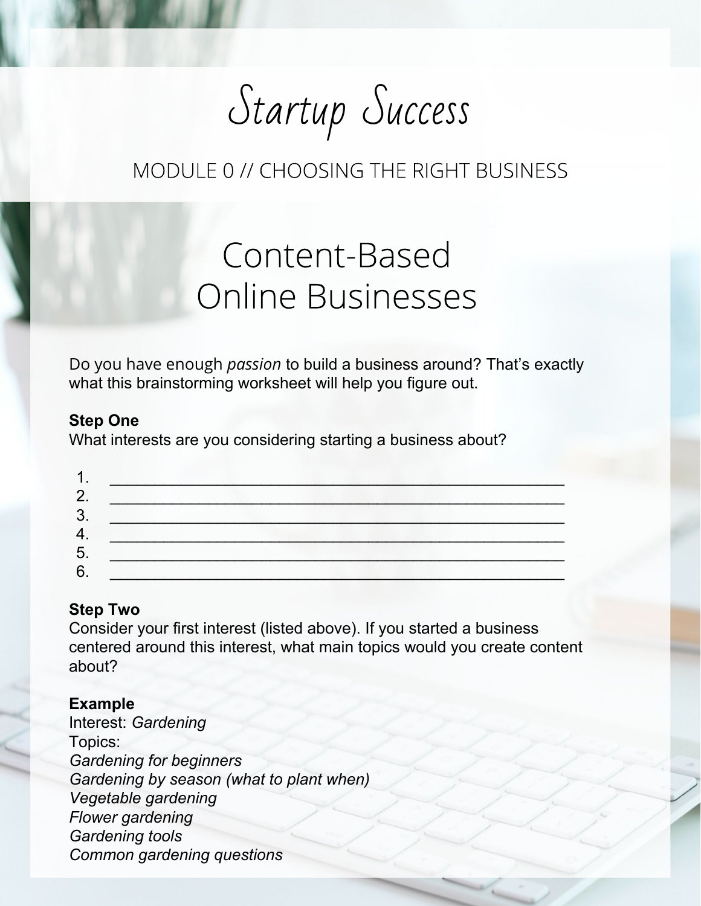# Startup Success

MODULE 0 // CHOOSING THE RIGHT BUSINESS

## Content-Based Online Businesses

Do you have enough *passion* to build a business around? That's exactly what this brainstorming worksheet will help you figure out.

**Step One**
What interests are you considering starting a business about?

1. ______________________________________________
2. ______________________________________________
3. ______________________________________________
4. ______________________________________________
5. ______________________________________________
6. ______________________________________________

**Step Two**
Consider your first interest (listed above). If you started a business centered around this interest, what main topics would you create content about?

**Example**
Interest: *Gardening*
Topics:
*Gardening for beginners*
*Gardening by season (what to plant when)*
*Vegetable gardening*
*Flower gardening*
*Gardening tools*
*Common gardening questions*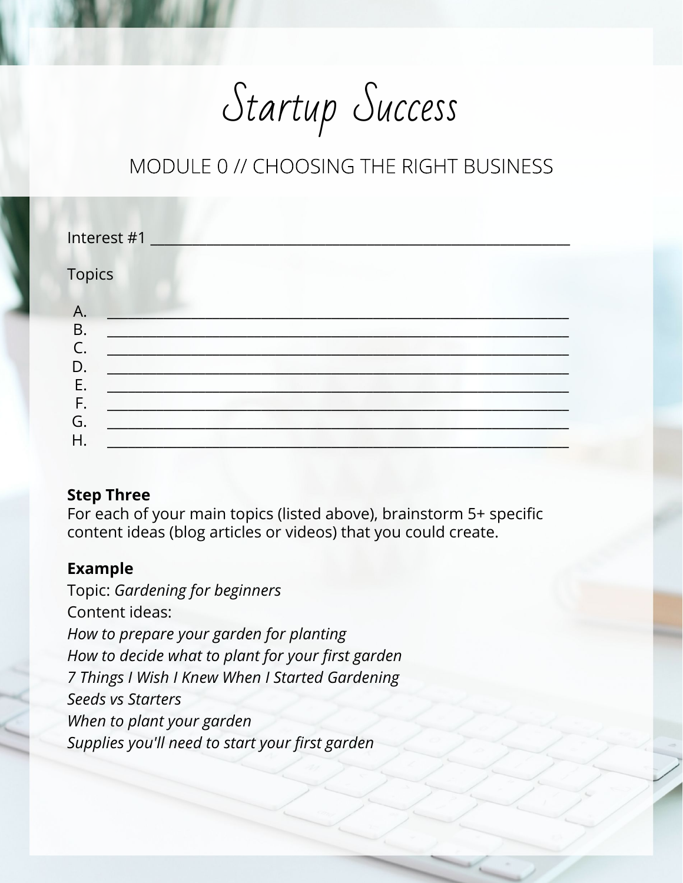# Startup Success

## MODULE 0 // CHOOSING THE RIGHT BUSINESS

Interest #1 ____________________________________________

Topics

A. ____________________________________________
B. ____________________________________________
C. ____________________________________________
D. ____________________________________________
E. ____________________________________________
F. ____________________________________________
G. ____________________________________________
H. ____________________________________________

**Step Three**
For each of your main topics (listed above), brainstorm 5+ specific content ideas (blog articles or videos) that you could create.

**Example**
Topic: *Gardening for beginners*
Content ideas:
*How to prepare your garden for planting*
*How to decide what to plant for your first garden*
*7 Things I Wish I Knew When I Started Gardening*
*Seeds vs Starters*
*When to plant your garden*
*Supplies you'll need to start your first garden*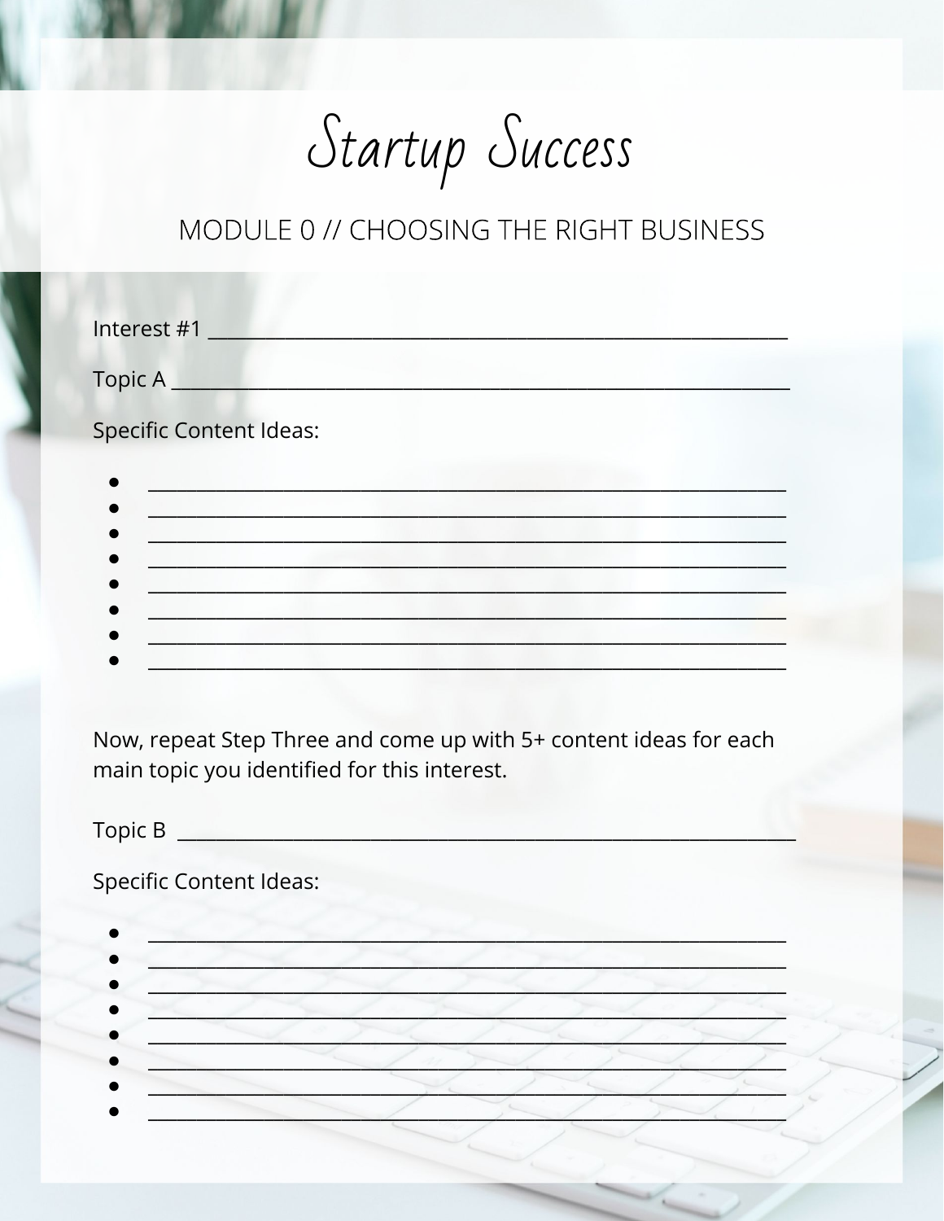# Startup Success

## MODULE 0 // CHOOSING THE RIGHT BUSINESS

Interest #1 ____________________________________________________________

Topic A ______________________________________________________________

Specific Content Ideas:

- ____________________________________________________________
- ____________________________________________________________
- ____________________________________________________________
- ____________________________________________________________
- ____________________________________________________________
- ____________________________________________________________
- ____________________________________________________________
- ____________________________________________________________

Now, repeat Step Three and come up with 5+ content ideas for each main topic you identified for this interest.

Topic B ______________________________________________________________

Specific Content Ideas:

- ____________________________________________________________
- ____________________________________________________________
- ____________________________________________________________
- ____________________________________________________________
- ____________________________________________________________
- ____________________________________________________________
- ____________________________________________________________
- ____________________________________________________________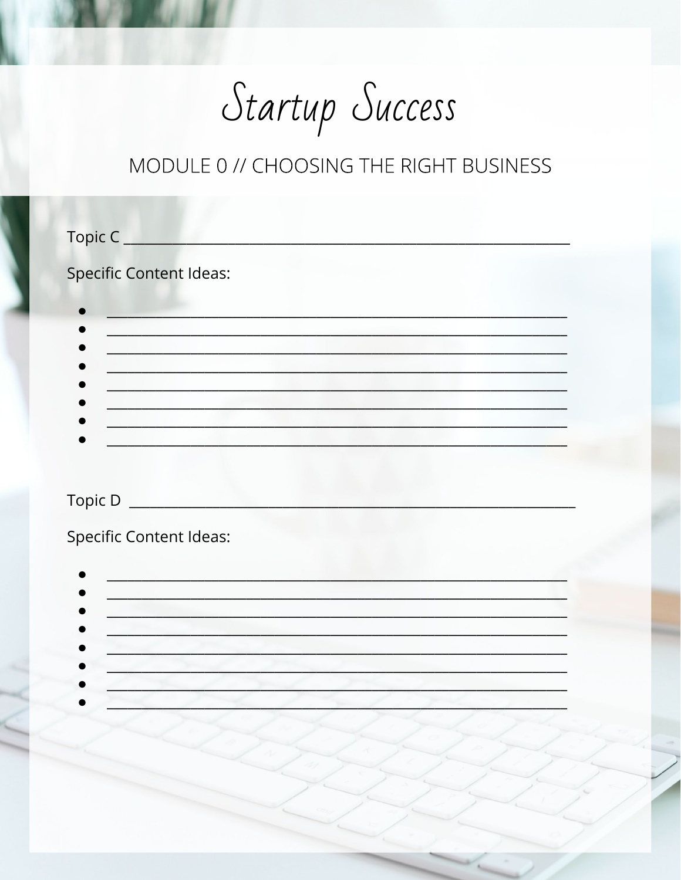# Startup Success

## MODULE 0 // CHOOSING THE RIGHT BUSINESS

Topic C ______________________________________________________________

Specific Content Ideas:

- ______________________________________________________________
- ______________________________________________________________
- ______________________________________________________________
- ______________________________________________________________
- ______________________________________________________________
- ______________________________________________________________
- ______________________________________________________________
- ______________________________________________________________

Topic D ______________________________________________________________

Specific Content Ideas:

- ______________________________________________________________
- ______________________________________________________________
- ______________________________________________________________
- ______________________________________________________________
- ______________________________________________________________
- ______________________________________________________________
- ______________________________________________________________
- ______________________________________________________________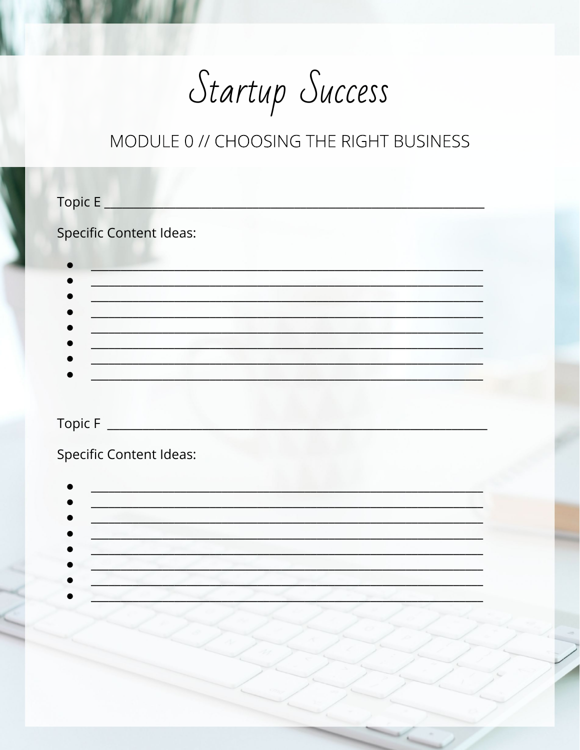# Startup Success

## MODULE 0 // CHOOSING THE RIGHT BUSINESS

Topic E ____________________________________________________________

Specific Content Ideas:

- ____________________________________________________________
- ____________________________________________________________
- ____________________________________________________________
- ____________________________________________________________
- ____________________________________________________________
- ____________________________________________________________
- ____________________________________________________________
- ____________________________________________________________

Topic F ____________________________________________________________

Specific Content Ideas:

- ____________________________________________________________
- ____________________________________________________________
- ____________________________________________________________
- ____________________________________________________________
- ____________________________________________________________
- ____________________________________________________________
- ____________________________________________________________
- ____________________________________________________________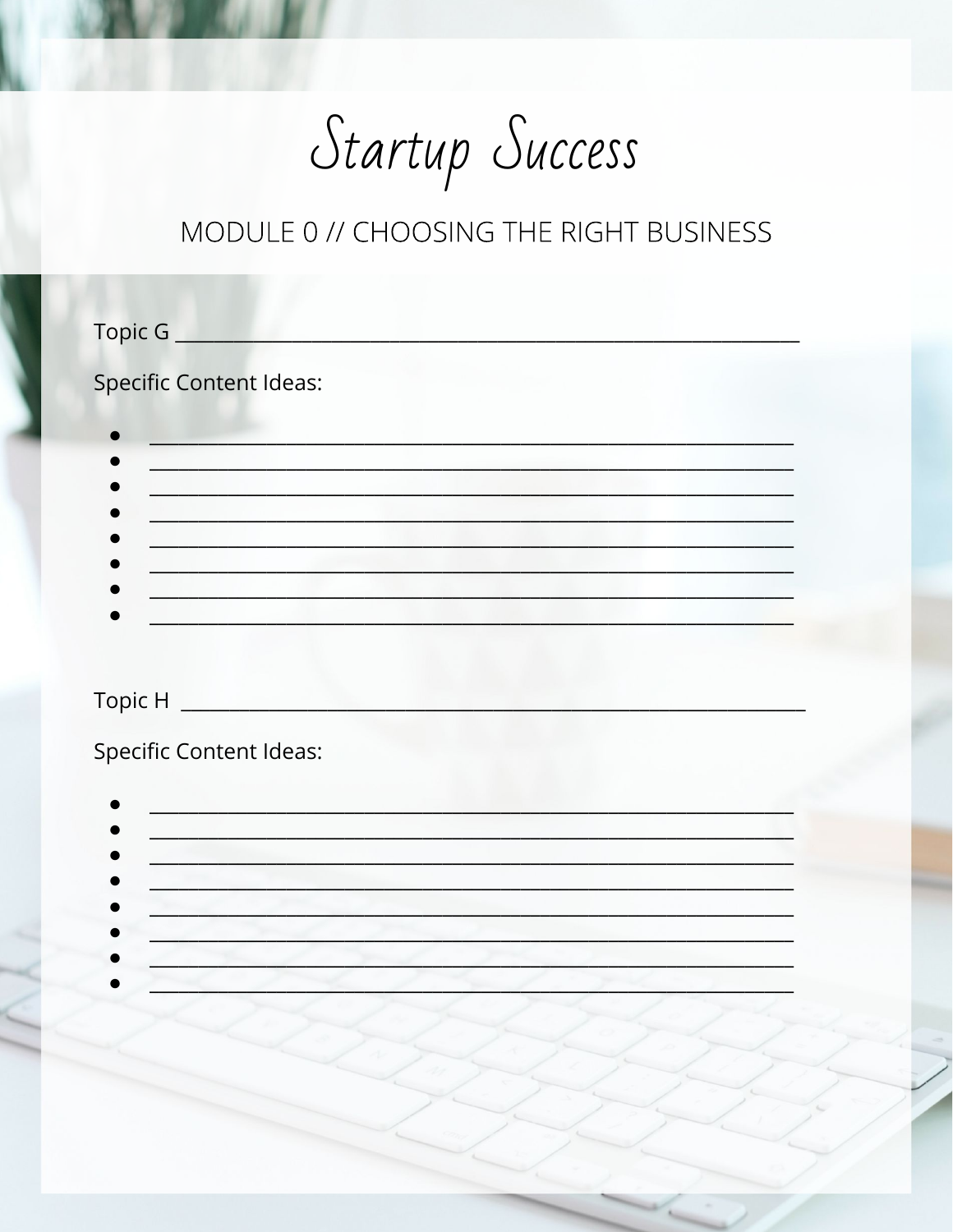# Startup Success

## MODULE 0 // CHOOSING THE RIGHT BUSINESS

Topic G ______________________________________________________________

Specific Content Ideas:

- ______________________________________________________________
- ______________________________________________________________
- ______________________________________________________________
- ______________________________________________________________
- ______________________________________________________________
- ______________________________________________________________
- ______________________________________________________________
- ______________________________________________________________

Topic H ______________________________________________________________

Specific Content Ideas:

- ______________________________________________________________
- ______________________________________________________________
- ______________________________________________________________
- ______________________________________________________________
- ______________________________________________________________
- ______________________________________________________________
- ______________________________________________________________
- ______________________________________________________________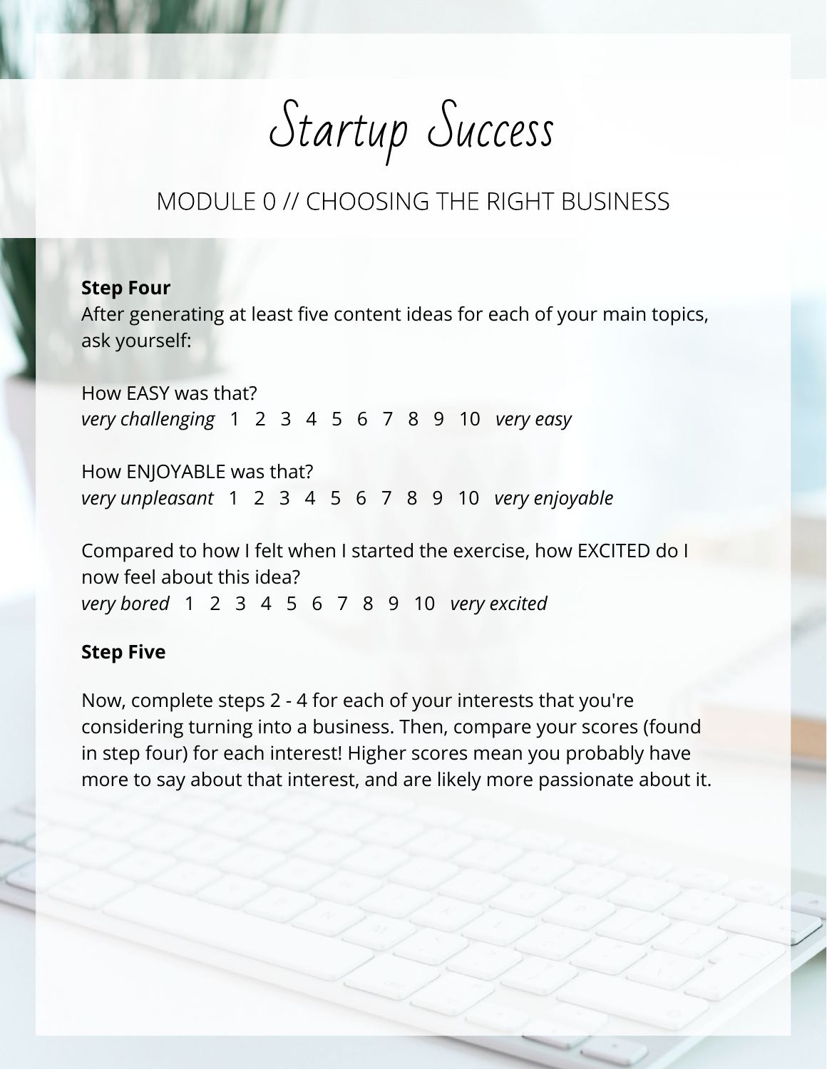# Startup Success

## MODULE 0 // CHOOSING THE RIGHT BUSINESS

**Step Four**

After generating at least five content ideas for each of your main topics, ask yourself:

How EASY was that?
*very challenging* 1 2 3 4 5 6 7 8 9 10 *very easy*

How ENJOYABLE was that?
*very unpleasant* 1 2 3 4 5 6 7 8 9 10 *very enjoyable*

Compared to how I felt when I started the exercise, how EXCITED do I now feel about this idea?
*very bored* 1 2 3 4 5 6 7 8 9 10 *very excited*

**Step Five**

Now, complete steps 2 - 4 for each of your interests that you're considering turning into a business. Then, compare your scores (found in step four) for each interest! Higher scores mean you probably have more to say about that interest, and are likely more passionate about it.